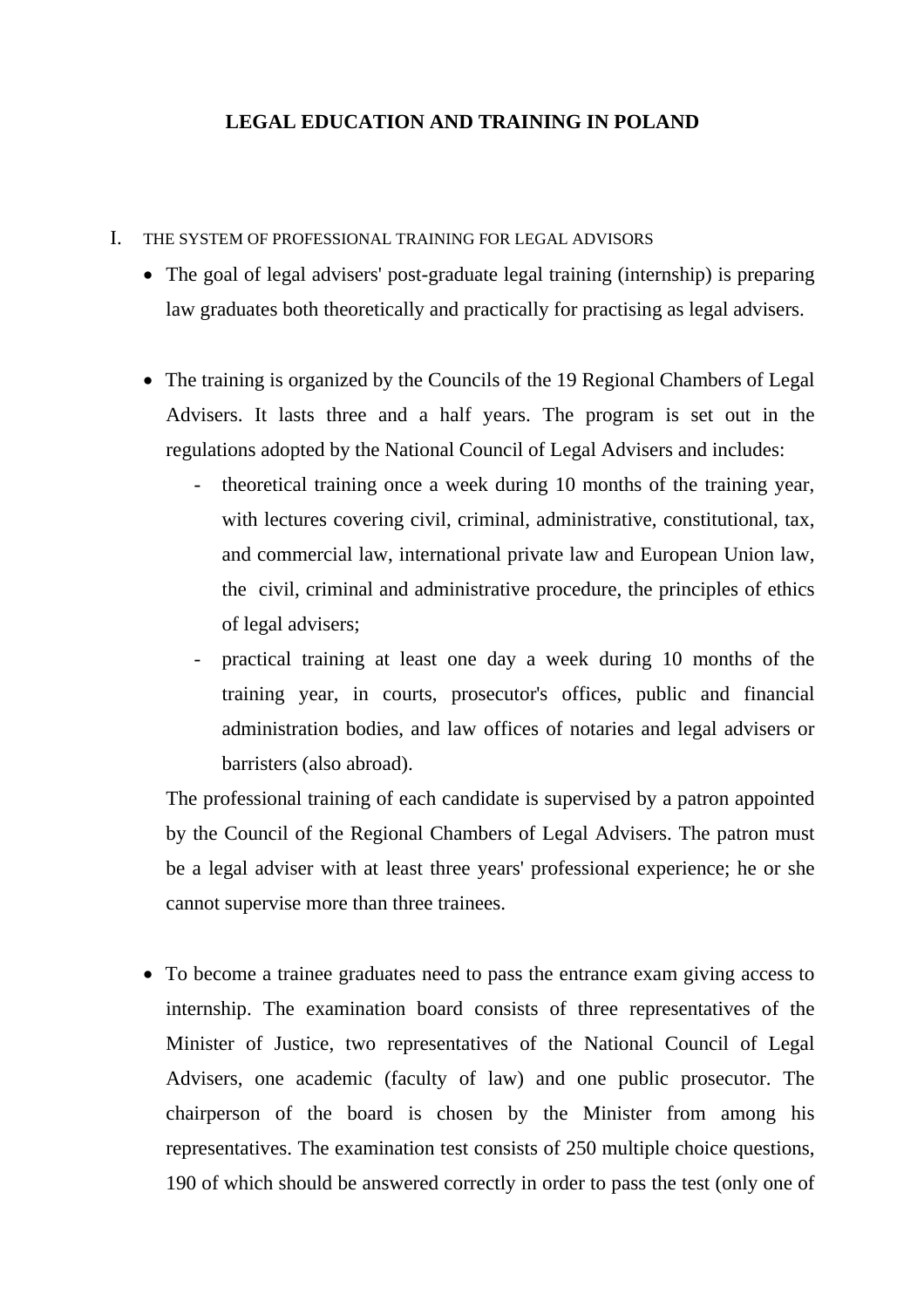# LEGAL EDUCATION AND TRAINING IN POLAND

## I. THE SYSTEM OF PROFESSIONAL TRAINING FOR LEGAL ADVISORS

- The goal of legal advisers' post-graduate legal training (internship) is preparing law graduates both theoretically and practically for practising as legal advisers.

- The training is organized by the Councils of the 19 Regional Chambers of Legal Advisers. It lasts three and a half years. The program is set out in the regulations adopted by the National Council of Legal Advisers and includes:
  - theoretical training once a week during 10 months of the training year, with lectures covering civil, criminal, administrative, constitutional, tax, and commercial law, international private law and European Union law, the civil, criminal and administrative procedure, the principles of ethics of legal advisers;
  - practical training at least one day a week during 10 months of the training year, in courts, prosecutor's offices, public and financial administration bodies, and law offices of notaries and legal advisers or barristers (also abroad).

  The professional training of each candidate is supervised by a patron appointed by the Council of the Regional Chambers of Legal Advisers. The patron must be a legal adviser with at least three years' professional experience; he or she cannot supervise more than three trainees.

- To become a trainee graduates need to pass the entrance exam giving access to internship. The examination board consists of three representatives of the Minister of Justice, two representatives of the National Council of Legal Advisers, one academic (faculty of law) and one public prosecutor. The chairperson of the board is chosen by the Minister from among his representatives. The examination test consists of 250 multiple choice questions, 190 of which should be answered correctly in order to pass the test (only one of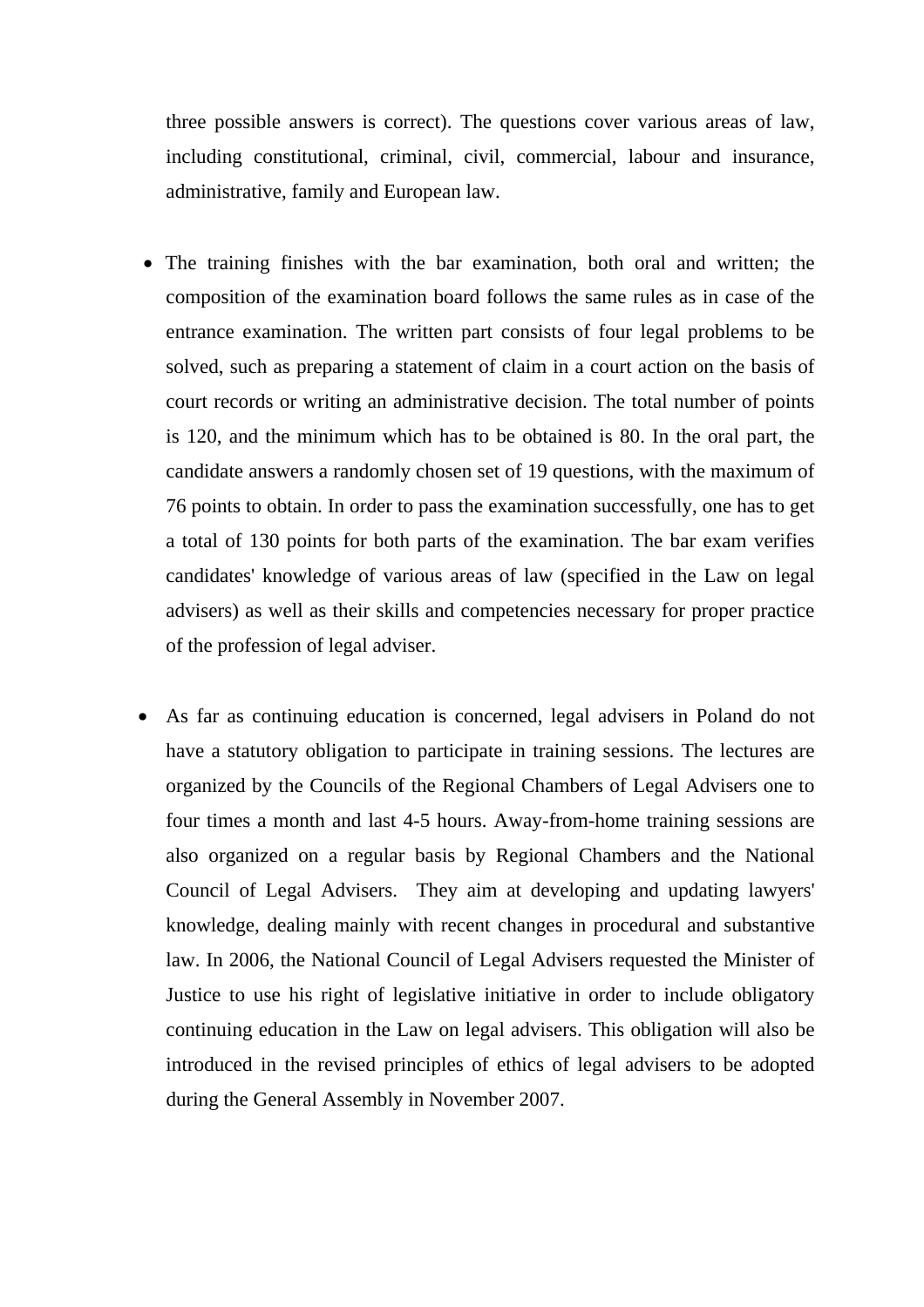three possible answers is correct). The questions cover various areas of law, including constitutional, criminal, civil, commercial, labour and insurance, administrative, family and European law.

- The training finishes with the bar examination, both oral and written; the composition of the examination board follows the same rules as in case of the entrance examination. The written part consists of four legal problems to be solved, such as preparing a statement of claim in a court action on the basis of court records or writing an administrative decision. The total number of points is 120, and the minimum which has to be obtained is 80. In the oral part, the candidate answers a randomly chosen set of 19 questions, with the maximum of 76 points to obtain. In order to pass the examination successfully, one has to get a total of 130 points for both parts of the examination. The bar exam verifies candidates' knowledge of various areas of law (specified in the Law on legal advisers) as well as their skills and competencies necessary for proper practice of the profession of legal adviser.

- As far as continuing education is concerned, legal advisers in Poland do not have a statutory obligation to participate in training sessions. The lectures are organized by the Councils of the Regional Chambers of Legal Advisers one to four times a month and last 4-5 hours. Away-from-home training sessions are also organized on a regular basis by Regional Chambers and the National Council of Legal Advisers. They aim at developing and updating lawyers' knowledge, dealing mainly with recent changes in procedural and substantive law. In 2006, the National Council of Legal Advisers requested the Minister of Justice to use his right of legislative initiative in order to include obligatory continuing education in the Law on legal advisers. This obligation will also be introduced in the revised principles of ethics of legal advisers to be adopted during the General Assembly in November 2007.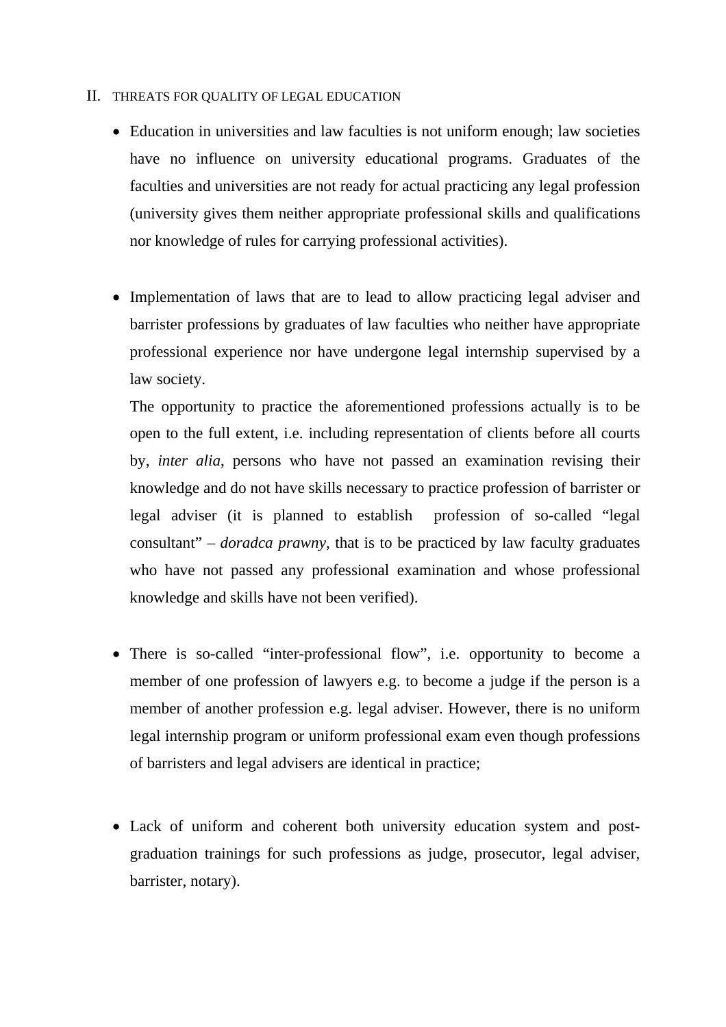## II. THREATS FOR QUALITY OF LEGAL EDUCATION

- Education in universities and law faculties is not uniform enough; law societies have no influence on university educational programs. Graduates of the faculties and universities are not ready for actual practicing any legal profession (university gives them neither appropriate professional skills and qualifications nor knowledge of rules for carrying professional activities).

- Implementation of laws that are to lead to allow practicing legal adviser and barrister professions by graduates of law faculties who neither have appropriate professional experience nor have undergone legal internship supervised by a law society.

  The opportunity to practice the aforementioned professions actually is to be open to the full extent, i.e. including representation of clients before all courts by, *inter alia*, persons who have not passed an examination revising their knowledge and do not have skills necessary to practice profession of barrister or legal adviser (it is planned to establish profession of so-called "legal consultant" – *doradca prawny*, that is to be practiced by law faculty graduates who have not passed any professional examination and whose professional knowledge and skills have not been verified).

- There is so-called "inter-professional flow", i.e. opportunity to become a member of one profession of lawyers e.g. to become a judge if the person is a member of another profession e.g. legal adviser. However, there is no uniform legal internship program or uniform professional exam even though professions of barristers and legal advisers are identical in practice;

- Lack of uniform and coherent both university education system and post-graduation trainings for such professions as judge, prosecutor, legal adviser, barrister, notary).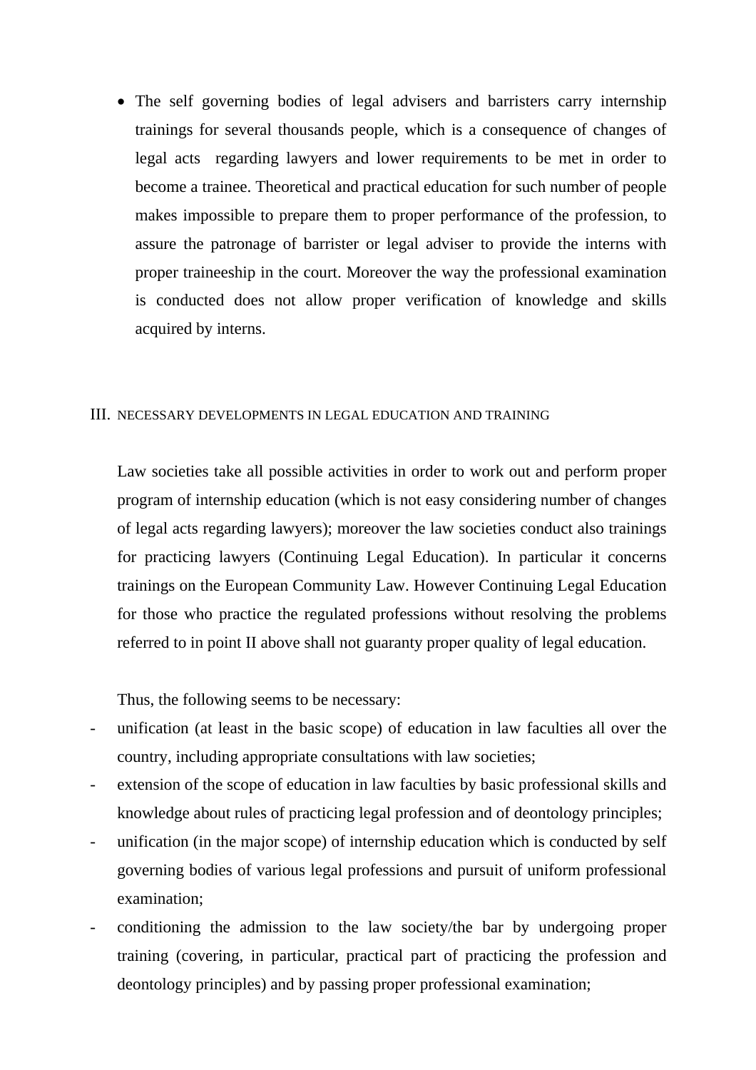- The self governing bodies of legal advisers and barristers carry internship trainings for several thousands people, which is a consequence of changes of legal acts regarding lawyers and lower requirements to be met in order to become a trainee. Theoretical and practical education for such number of people makes impossible to prepare them to proper performance of the profession, to assure the patronage of barrister or legal adviser to provide the interns with proper traineeship in the court. Moreover the way the professional examination is conducted does not allow proper verification of knowledge and skills acquired by interns.

## III. NECESSARY DEVELOPMENTS IN LEGAL EDUCATION AND TRAINING

Law societies take all possible activities in order to work out and perform proper program of internship education (which is not easy considering number of changes of legal acts regarding lawyers); moreover the law societies conduct also trainings for practicing lawyers (Continuing Legal Education). In particular it concerns trainings on the European Community Law. However Continuing Legal Education for those who practice the regulated professions without resolving the problems referred to in point II above shall not guaranty proper quality of legal education.

Thus, the following seems to be necessary:

- unification (at least in the basic scope) of education in law faculties all over the country, including appropriate consultations with law societies;
- extension of the scope of education in law faculties by basic professional skills and knowledge about rules of practicing legal profession and of deontology principles;
- unification (in the major scope) of internship education which is conducted by self governing bodies of various legal professions and pursuit of uniform professional examination;
- conditioning the admission to the law society/the bar by undergoing proper training (covering, in particular, practical part of practicing the profession and deontology principles) and by passing proper professional examination;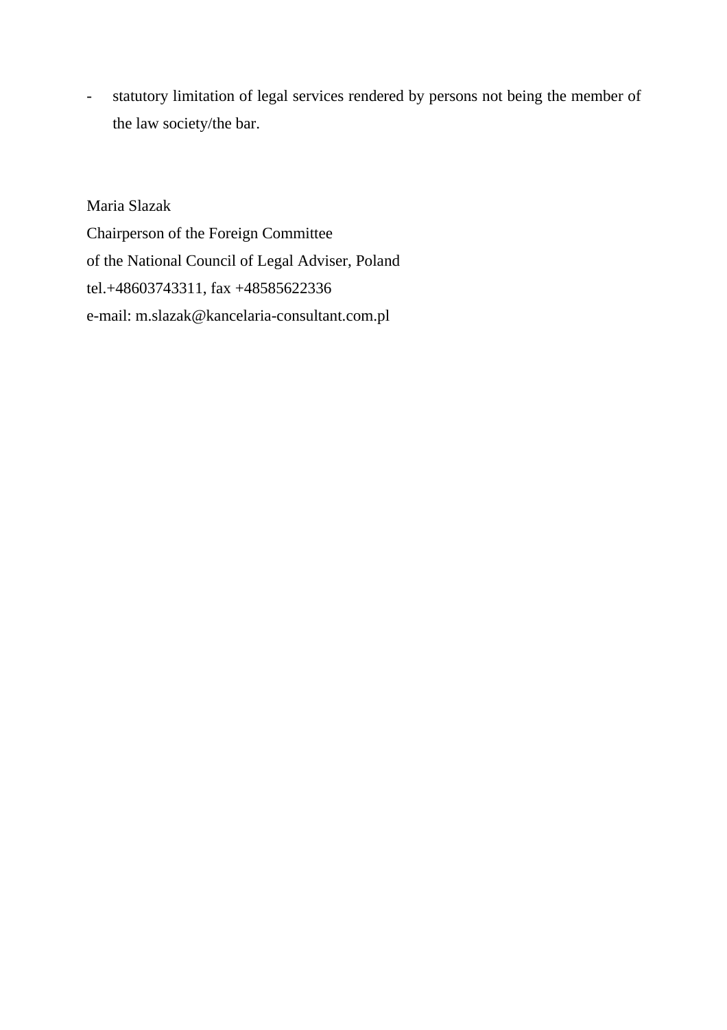- statutory limitation of legal services rendered by persons not being the member of the law society/the bar.

Maria Slazak  
Chairperson of the Foreign Committee  
of the National Council of Legal Adviser, Poland  
tel.+48603743311, fax +48585622336  
e-mail: m.slazak@kancelaria-consultant.com.pl